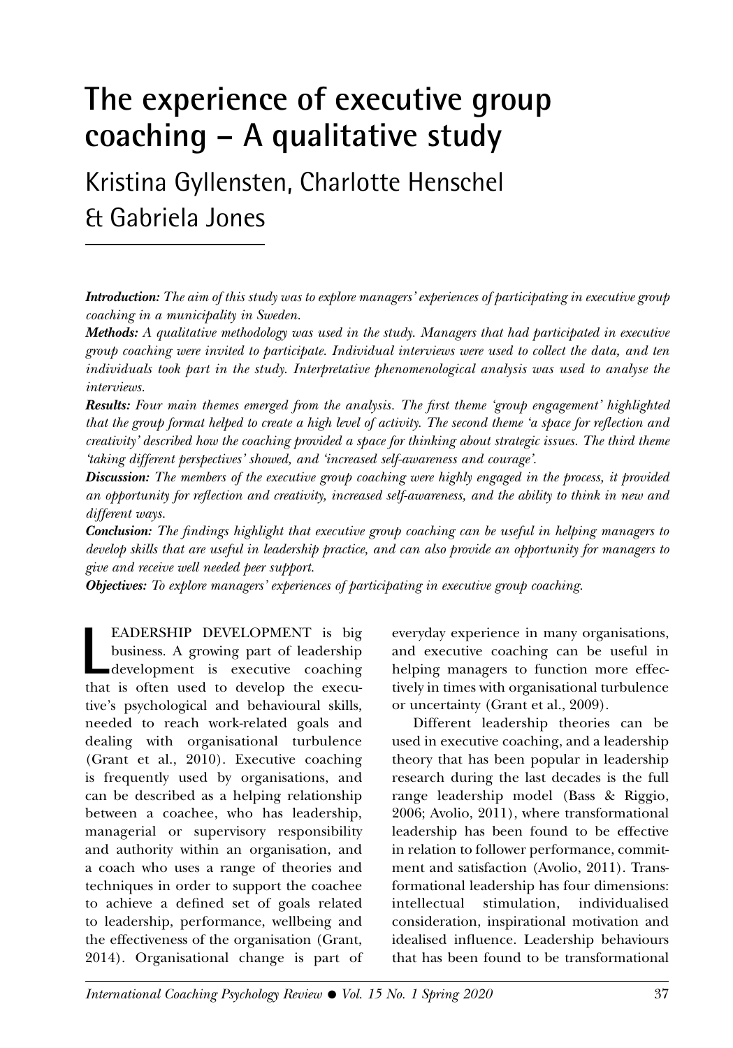# The experience of executive group coaching – A qualitative study

Kristina Gyllensten, Charlotte Henschel & Gabriela Jones

***Introduction:*** *The aim of this study was to explore managers' experiences of participating in executive group coaching in a municipality in Sweden.*

***Methods:*** *A qualitative methodology was used in the study. Managers that had participated in executive group coaching were invited to participate. Individual interviews were used to collect the data, and ten individuals took part in the study. Interpretative phenomenological analysis was used to analyse the interviews.*

***Results:*** *Four main themes emerged from the analysis. The first theme 'group engagement' highlighted that the group format helped to create a high level of activity. The second theme 'a space for reflection and creativity' described how the coaching provided a space for thinking about strategic issues. The third theme 'taking different perspectives' showed, and 'increased self-awareness and courage'.*

***Discussion:*** *The members of the executive group coaching were highly engaged in the process, it provided an opportunity for reflection and creativity, increased self-awareness, and the ability to think in new and different ways.*

***Conclusion:*** *The findings highlight that executive group coaching can be useful in helping managers to develop skills that are useful in leadership practice, and can also provide an opportunity for managers to give and receive well needed peer support.*

***Objectives:*** *To explore managers' experiences of participating in executive group coaching.*

LEADERSHIP DEVELOPMENT is big business. A growing part of leadership development is executive coaching that is often used to develop the executive's psychological and behavioural skills, needed to reach work-related goals and dealing with organisational turbulence (Grant et al., 2010). Executive coaching is frequently used by organisations, and can be described as a helping relationship between a coachee, who has leadership, managerial or supervisory responsibility and authority within an organisation, and a coach who uses a range of theories and techniques in order to support the coachee to achieve a defined set of goals related to leadership, performance, wellbeing and the effectiveness of the organisation (Grant, 2014). Organisational change is part of everyday experience in many organisations, and executive coaching can be useful in helping managers to function more effectively in times with organisational turbulence or uncertainty (Grant et al., 2009).

Different leadership theories can be used in executive coaching, and a leadership theory that has been popular in leadership research during the last decades is the full range leadership model (Bass & Riggio, 2006; Avolio, 2011), where transformational leadership has been found to be effective in relation to follower performance, commitment and satisfaction (Avolio, 2011). Transformational leadership has four dimensions: intellectual stimulation, individualised consideration, inspirational motivation and idealised influence. Leadership behaviours that has been found to be transformational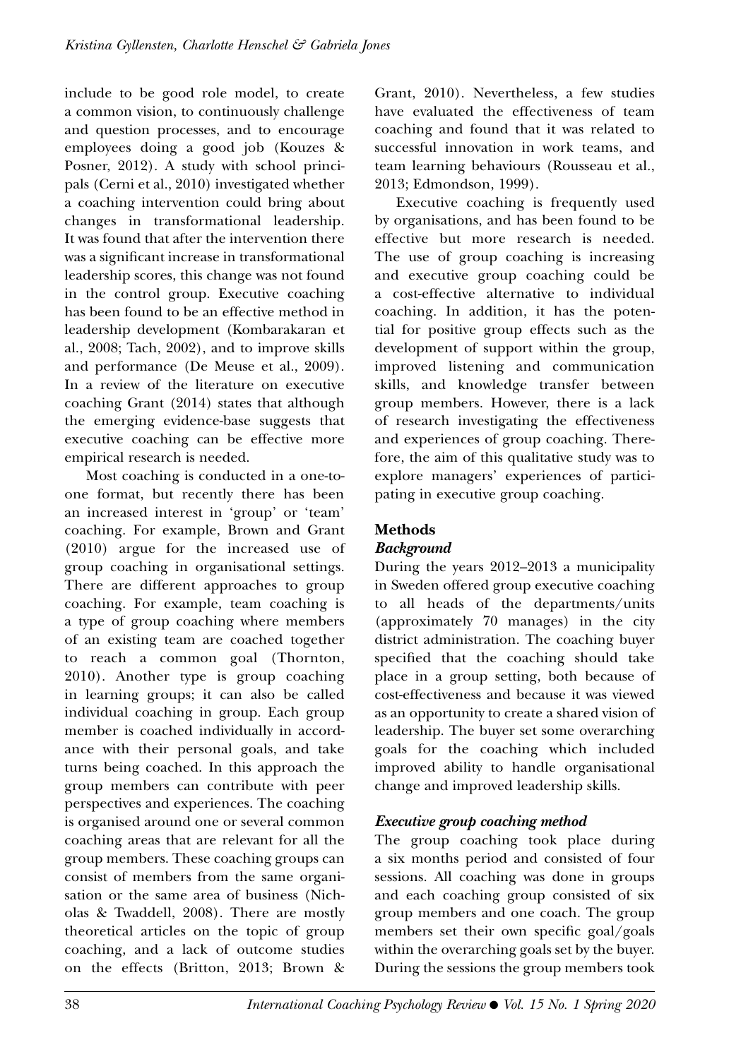include to be good role model, to create a common vision, to continuously challenge and question processes, and to encourage employees doing a good job (Kouzes & Posner, 2012). A study with school principals (Cerni et al., 2010) investigated whether a coaching intervention could bring about changes in transformational leadership. It was found that after the intervention there was a significant increase in transformational leadership scores, this change was not found in the control group. Executive coaching has been found to be an effective method in leadership development (Kombarakaran et al., 2008; Tach, 2002), and to improve skills and performance (De Meuse et al., 2009). In a review of the literature on executive coaching Grant (2014) states that although the emerging evidence-base suggests that executive coaching can be effective more empirical research is needed.

Most coaching is conducted in a one-to-one format, but recently there has been an increased interest in 'group' or 'team' coaching. For example, Brown and Grant (2010) argue for the increased use of group coaching in organisational settings. There are different approaches to group coaching. For example, team coaching is a type of group coaching where members of an existing team are coached together to reach a common goal (Thornton, 2010). Another type is group coaching in learning groups; it can also be called individual coaching in group. Each group member is coached individually in accordance with their personal goals, and take turns being coached. In this approach the group members can contribute with peer perspectives and experiences. The coaching is organised around one or several common coaching areas that are relevant for all the group members. These coaching groups can consist of members from the same organisation or the same area of business (Nicholas & Twaddell, 2008). There are mostly theoretical articles on the topic of group coaching, and a lack of outcome studies on the effects (Britton, 2013; Brown & Grant, 2010). Nevertheless, a few studies have evaluated the effectiveness of team coaching and found that it was related to successful innovation in work teams, and team learning behaviours (Rousseau et al., 2013; Edmondson, 1999).

Executive coaching is frequently used by organisations, and has been found to be effective but more research is needed. The use of group coaching is increasing and executive group coaching could be a cost-effective alternative to individual coaching. In addition, it has the potential for positive group effects such as the development of support within the group, improved listening and communication skills, and knowledge transfer between group members. However, there is a lack of research investigating the effectiveness and experiences of group coaching. Therefore, the aim of this qualitative study was to explore managers' experiences of participating in executive group coaching.

## Methods

### *Background*

During the years 2012–2013 a municipality in Sweden offered group executive coaching to all heads of the departments/units (approximately 70 manages) in the city district administration. The coaching buyer specified that the coaching should take place in a group setting, both because of cost-effectiveness and because it was viewed as an opportunity to create a shared vision of leadership. The buyer set some overarching goals for the coaching which included improved ability to handle organisational change and improved leadership skills.

### *Executive group coaching method*

The group coaching took place during a six months period and consisted of four sessions. All coaching was done in groups and each coaching group consisted of six group members and one coach. The group members set their own specific goal/goals within the overarching goals set by the buyer. During the sessions the group members took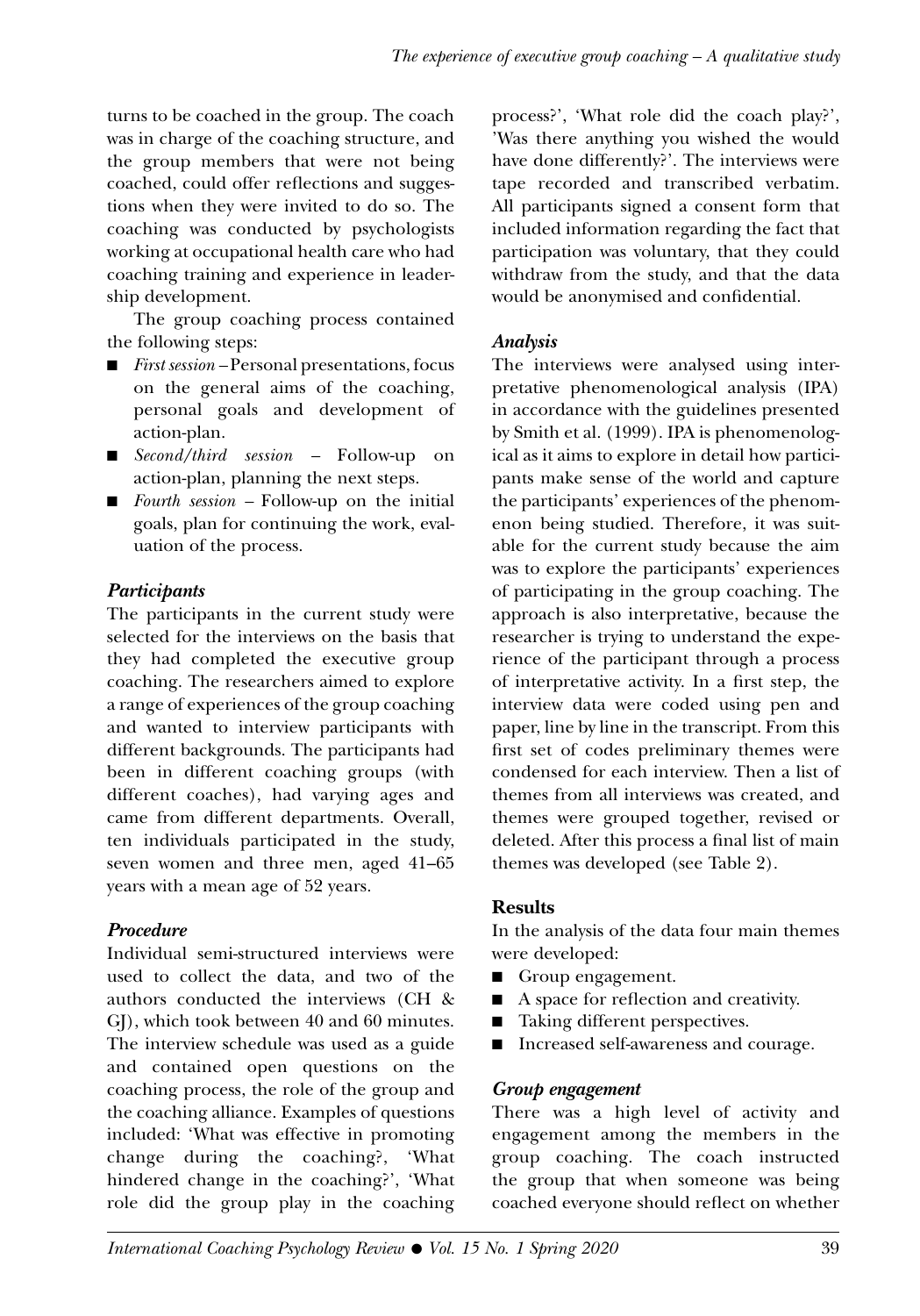turns to be coached in the group. The coach was in charge of the coaching structure, and the group members that were not being coached, could offer reflections and suggestions when they were invited to do so. The coaching was conducted by psychologists working at occupational health care who had coaching training and experience in leadership development.

The group coaching process contained the following steps:

- *First session* – Personal presentations, focus on the general aims of the coaching, personal goals and development of action-plan.
- *Second/third session* – Follow-up on action-plan, planning the next steps.
- *Fourth session* – Follow-up on the initial goals, plan for continuing the work, evaluation of the process.

### *Participants*

The participants in the current study were selected for the interviews on the basis that they had completed the executive group coaching. The researchers aimed to explore a range of experiences of the group coaching and wanted to interview participants with different backgrounds. The participants had been in different coaching groups (with different coaches), had varying ages and came from different departments. Overall, ten individuals participated in the study, seven women and three men, aged 41–65 years with a mean age of 52 years.

### *Procedure*

Individual semi-structured interviews were used to collect the data, and two of the authors conducted the interviews (CH & GJ), which took between 40 and 60 minutes. The interview schedule was used as a guide and contained open questions on the coaching process, the role of the group and the coaching alliance. Examples of questions included: 'What was effective in promoting change during the coaching?, 'What hindered change in the coaching?', 'What role did the group play in the coaching process?', 'What role did the coach play?', 'Was there anything you wished the would have done differently?'. The interviews were tape recorded and transcribed verbatim. All participants signed a consent form that included information regarding the fact that participation was voluntary, that they could withdraw from the study, and that the data would be anonymised and confidential.

### *Analysis*

The interviews were analysed using interpretative phenomenological analysis (IPA) in accordance with the guidelines presented by Smith et al. (1999). IPA is phenomenological as it aims to explore in detail how participants make sense of the world and capture the participants' experiences of the phenomenon being studied. Therefore, it was suitable for the current study because the aim was to explore the participants' experiences of participating in the group coaching. The approach is also interpretative, because the researcher is trying to understand the experience of the participant through a process of interpretative activity. In a first step, the interview data were coded using pen and paper, line by line in the transcript. From this first set of codes preliminary themes were condensed for each interview. Then a list of themes from all interviews was created, and themes were grouped together, revised or deleted. After this process a final list of main themes was developed (see Table 2).

## Results

In the analysis of the data four main themes were developed:

- Group engagement.
- A space for reflection and creativity.
- Taking different perspectives.
- Increased self-awareness and courage.

### *Group engagement*

There was a high level of activity and engagement among the members in the group coaching. The coach instructed the group that when someone was being coached everyone should reflect on whether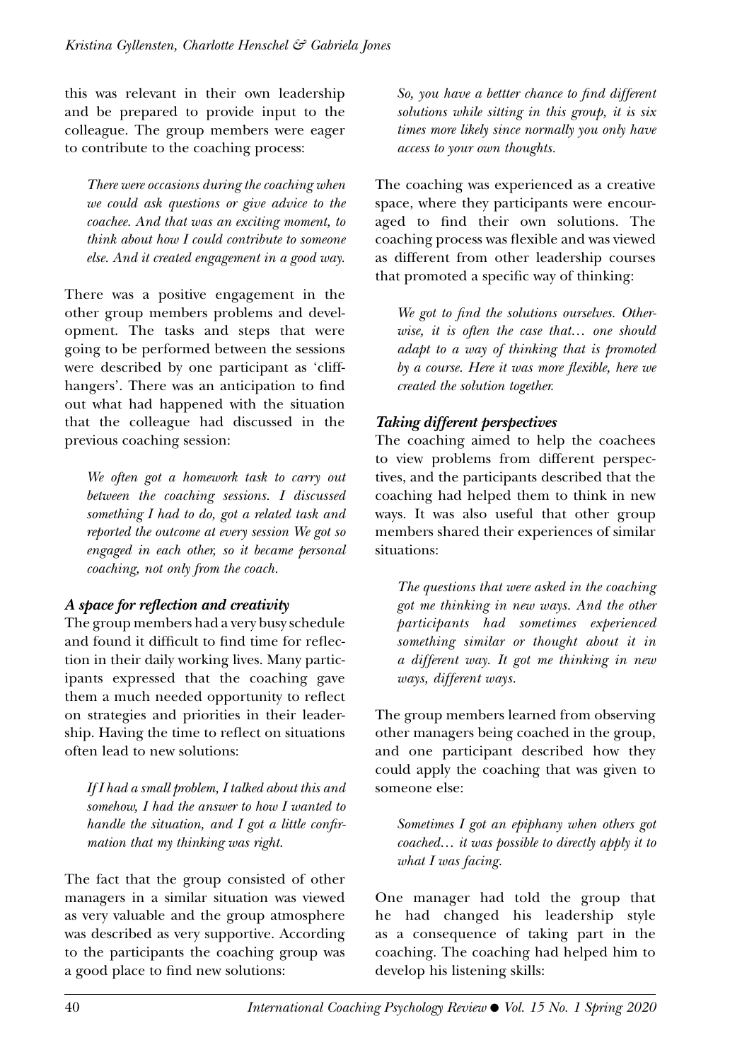this was relevant in their own leadership and be prepared to provide input to the colleague. The group members were eager to contribute to the coaching process:

> *There were occasions during the coaching when we could ask questions or give advice to the coachee. And that was an exciting moment, to think about how I could contribute to someone else. And it created engagement in a good way.*

There was a positive engagement in the other group members problems and development. The tasks and steps that were going to be performed between the sessions were described by one participant as 'cliffhangers'. There was an anticipation to find out what had happened with the situation that the colleague had discussed in the previous coaching session:

> *We often got a homework task to carry out between the coaching sessions. I discussed something I had to do, got a related task and reported the outcome at every session We got so engaged in each other, so it became personal coaching, not only from the coach.*

### *A space for reflection and creativity*

The group members had a very busy schedule and found it difficult to find time for reflection in their daily working lives. Many participants expressed that the coaching gave them a much needed opportunity to reflect on strategies and priorities in their leadership. Having the time to reflect on situations often lead to new solutions:

> *If I had a small problem, I talked about this and somehow, I had the answer to how I wanted to handle the situation, and I got a little confirmation that my thinking was right.*

The fact that the group consisted of other managers in a similar situation was viewed as very valuable and the group atmosphere was described as very supportive. According to the participants the coaching group was a good place to find new solutions:

> *So, you have a bettter chance to find different solutions while sitting in this group, it is six times more likely since normally you only have access to your own thoughts.*

The coaching was experienced as a creative space, where they participants were encouraged to find their own solutions. The coaching process was flexible and was viewed as different from other leadership courses that promoted a specific way of thinking:

> *We got to find the solutions ourselves. Otherwise, it is often the case that… one should adapt to a way of thinking that is promoted by a course. Here it was more flexible, here we created the solution together.*

### *Taking different perspectives*

The coaching aimed to help the coachees to view problems from different perspectives, and the participants described that the coaching had helped them to think in new ways. It was also useful that other group members shared their experiences of similar situations:

> *The questions that were asked in the coaching got me thinking in new ways. And the other participants had sometimes experienced something similar or thought about it in a different way. It got me thinking in new ways, different ways.*

The group members learned from observing other managers being coached in the group, and one participant described how they could apply the coaching that was given to someone else:

> *Sometimes I got an epiphany when others got coached… it was possible to directly apply it to what I was facing.*

One manager had told the group that he had changed his leadership style as a consequence of taking part in the coaching. The coaching had helped him to develop his listening skills: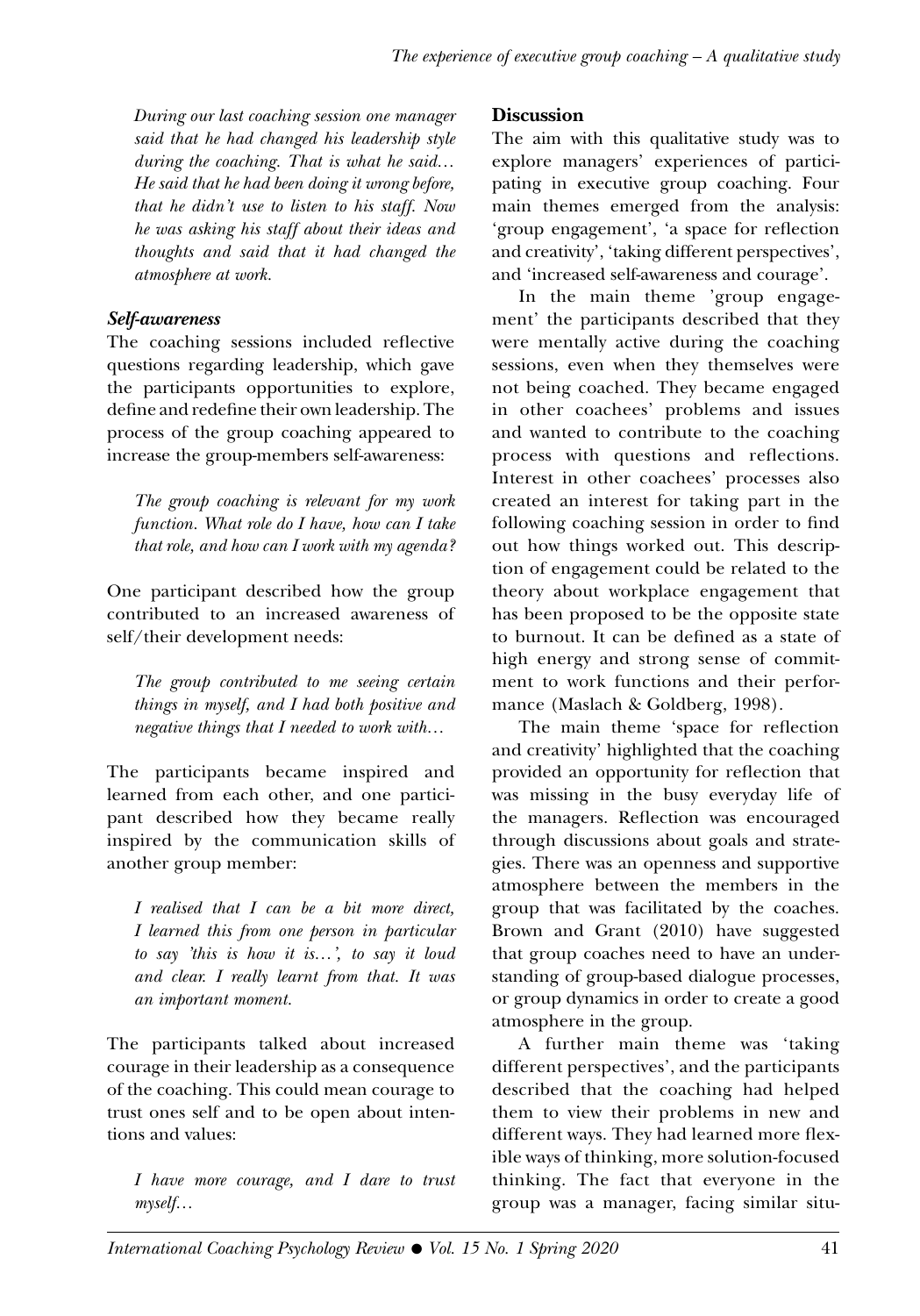*During our last coaching session one manager said that he had changed his leadership style during the coaching. That is what he said… He said that he had been doing it wrong before, that he didn't use to listen to his staff. Now he was asking his staff about their ideas and thoughts and said that it had changed the atmosphere at work.*

### *Self-awareness*

The coaching sessions included reflective questions regarding leadership, which gave the participants opportunities to explore, define and redefine their own leadership. The process of the group coaching appeared to increase the group-members self-awareness:

*The group coaching is relevant for my work function. What role do I have, how can I take that role, and how can I work with my agenda?*

One participant described how the group contributed to an increased awareness of self/their development needs:

*The group contributed to me seeing certain things in myself, and I had both positive and negative things that I needed to work with…*

The participants became inspired and learned from each other, and one participant described how they became really inspired by the communication skills of another group member:

*I realised that I can be a bit more direct, I learned this from one person in particular to say 'this is how it is…', to say it loud and clear. I really learnt from that. It was an important moment.*

The participants talked about increased courage in their leadership as a consequence of the coaching. This could mean courage to trust ones self and to be open about intentions and values:

*I have more courage, and I dare to trust myself…*

## Discussion

The aim with this qualitative study was to explore managers' experiences of participating in executive group coaching. Four main themes emerged from the analysis: 'group engagement', 'a space for reflection and creativity', 'taking different perspectives', and 'increased self-awareness and courage'.

In the main theme 'group engagement' the participants described that they were mentally active during the coaching sessions, even when they themselves were not being coached. They became engaged in other coachees' problems and issues and wanted to contribute to the coaching process with questions and reflections. Interest in other coachees' processes also created an interest for taking part in the following coaching session in order to find out how things worked out. This description of engagement could be related to the theory about workplace engagement that has been proposed to be the opposite state to burnout. It can be defined as a state of high energy and strong sense of commitment to work functions and their performance (Maslach & Goldberg, 1998).

The main theme 'space for reflection and creativity' highlighted that the coaching provided an opportunity for reflection that was missing in the busy everyday life of the managers. Reflection was encouraged through discussions about goals and strategies. There was an openness and supportive atmosphere between the members in the group that was facilitated by the coaches. Brown and Grant (2010) have suggested that group coaches need to have an understanding of group-based dialogue processes, or group dynamics in order to create a good atmosphere in the group.

A further main theme was 'taking different perspectives', and the participants described that the coaching had helped them to view their problems in new and different ways. They had learned more flexible ways of thinking, more solution-focused thinking. The fact that everyone in the group was a manager, facing similar situ-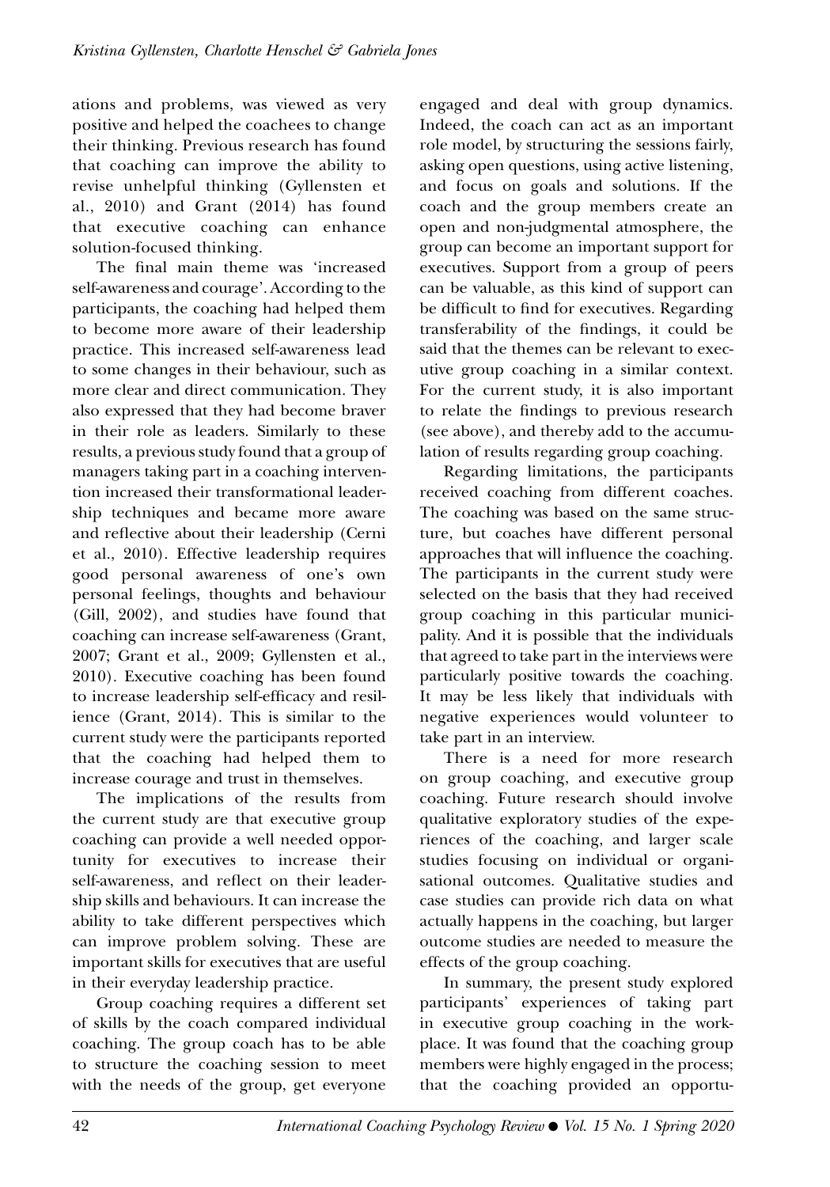ations and problems, was viewed as very positive and helped the coachees to change their thinking. Previous research has found that coaching can improve the ability to revise unhelpful thinking (Gyllensten et al., 2010) and Grant (2014) has found that executive coaching can enhance solution-focused thinking.

The final main theme was 'increased self-awareness and courage'. According to the participants, the coaching had helped them to become more aware of their leadership practice. This increased self-awareness lead to some changes in their behaviour, such as more clear and direct communication. They also expressed that they had become braver in their role as leaders. Similarly to these results, a previous study found that a group of managers taking part in a coaching intervention increased their transformational leadership techniques and became more aware and reflective about their leadership (Cerni et al., 2010). Effective leadership requires good personal awareness of one's own personal feelings, thoughts and behaviour (Gill, 2002), and studies have found that coaching can increase self-awareness (Grant, 2007; Grant et al., 2009; Gyllensten et al., 2010). Executive coaching has been found to increase leadership self-efficacy and resilience (Grant, 2014). This is similar to the current study were the participants reported that the coaching had helped them to increase courage and trust in themselves.

The implications of the results from the current study are that executive group coaching can provide a well needed opportunity for executives to increase their self-awareness, and reflect on their leadership skills and behaviours. It can increase the ability to take different perspectives which can improve problem solving. These are important skills for executives that are useful in their everyday leadership practice.

Group coaching requires a different set of skills by the coach compared individual coaching. The group coach has to be able to structure the coaching session to meet with the needs of the group, get everyone engaged and deal with group dynamics. Indeed, the coach can act as an important role model, by structuring the sessions fairly, asking open questions, using active listening, and focus on goals and solutions. If the coach and the group members create an open and non-judgmental atmosphere, the group can become an important support for executives. Support from a group of peers can be valuable, as this kind of support can be difficult to find for executives. Regarding transferability of the findings, it could be said that the themes can be relevant to executive group coaching in a similar context. For the current study, it is also important to relate the findings to previous research (see above), and thereby add to the accumulation of results regarding group coaching.

Regarding limitations, the participants received coaching from different coaches. The coaching was based on the same structure, but coaches have different personal approaches that will influence the coaching. The participants in the current study were selected on the basis that they had received group coaching in this particular municipality. And it is possible that the individuals that agreed to take part in the interviews were particularly positive towards the coaching. It may be less likely that individuals with negative experiences would volunteer to take part in an interview.

There is a need for more research on group coaching, and executive group coaching. Future research should involve qualitative exploratory studies of the experiences of the coaching, and larger scale studies focusing on individual or organisational outcomes. Qualitative studies and case studies can provide rich data on what actually happens in the coaching, but larger outcome studies are needed to measure the effects of the group coaching.

In summary, the present study explored participants' experiences of taking part in executive group coaching in the workplace. It was found that the coaching group members were highly engaged in the process; that the coaching provided an opportu-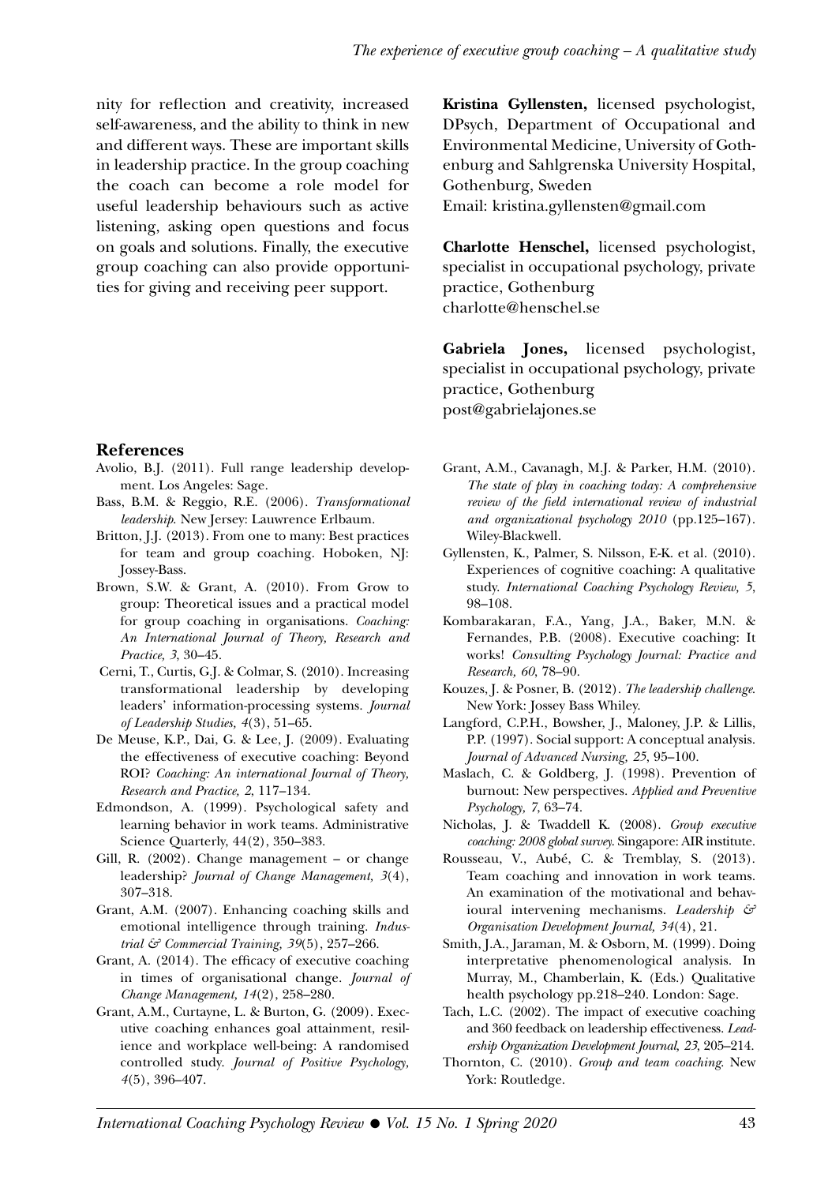nity for reflection and creativity, increased self-awareness, and the ability to think in new and different ways. These are important skills in leadership practice. In the group coaching the coach can become a role model for useful leadership behaviours such as active listening, asking open questions and focus on goals and solutions. Finally, the executive group coaching can also provide opportunities for giving and receiving peer support.

**Kristina Gyllensten,** licensed psychologist, DPsych, Department of Occupational and Environmental Medicine, University of Gothenburg and Sahlgrenska University Hospital, Gothenburg, Sweden
Email: kristina.gyllensten@gmail.com

**Charlotte Henschel,** licensed psychologist, specialist in occupational psychology, private practice, Gothenburg
charlotte@henschel.se

**Gabriela Jones,** licensed psychologist, specialist in occupational psychology, private practice, Gothenburg
post@gabrielajones.se

## References

Avolio, B.J. (2011). Full range leadership development. Los Angeles: Sage.

Bass, B.M. & Reggio, R.E. (2006). *Transformational leadership*. New Jersey: Lauwrence Erlbaum.

Britton, J.J. (2013). From one to many: Best practices for team and group coaching. Hoboken, NJ: Jossey-Bass.

Brown, S.W. & Grant, A. (2010). From Grow to group: Theoretical issues and a practical model for group coaching in organisations. *Coaching: An International Journal of Theory, Research and Practice, 3*, 30–45.

Cerni, T., Curtis, G.J. & Colmar, S. (2010). Increasing transformational leadership by developing leaders' information-processing systems. *Journal of Leadership Studies, 4*(3), 51–65.

De Meuse, K.P., Dai, G. & Lee, J. (2009). Evaluating the effectiveness of executive coaching: Beyond ROI? *Coaching: An international Journal of Theory, Research and Practice, 2*, 117–134.

Edmondson, A. (1999). Psychological safety and learning behavior in work teams. Administrative Science Quarterly, 44(2), 350–383.

Gill, R. (2002). Change management – or change leadership? *Journal of Change Management, 3*(4), 307–318.

Grant, A.M. (2007). Enhancing coaching skills and emotional intelligence through training. *Industrial & Commercial Training, 39*(5), 257–266.

Grant, A. (2014). The efficacy of executive coaching in times of organisational change. *Journal of Change Management, 14*(2), 258–280.

Grant, A.M., Curtayne, L. & Burton, G. (2009). Executive coaching enhances goal attainment, resilience and workplace well-being: A randomised controlled study. *Journal of Positive Psychology, 4*(5), 396–407.

Grant, A.M., Cavanagh, M.J. & Parker, H.M. (2010). *The state of play in coaching today: A comprehensive review of the field international review of industrial and organizational psychology 2010* (pp.125–167). Wiley-Blackwell.

Gyllensten, K., Palmer, S. Nilsson, E-K. et al. (2010). Experiences of cognitive coaching: A qualitative study. *International Coaching Psychology Review, 5*, 98–108.

Kombarakaran, F.A., Yang, J.A., Baker, M.N. & Fernandes, P.B. (2008). Executive coaching: It works! *Consulting Psychology Journal: Practice and Research, 60*, 78–90.

Kouzes, J. & Posner, B. (2012). *The leadership challenge*. New York: Jossey Bass Whiley.

Langford, C.P.H., Bowsher, J., Maloney, J.P. & Lillis, P.P. (1997). Social support: A conceptual analysis. *Journal of Advanced Nursing, 25*, 95–100.

Maslach, C. & Goldberg, J. (1998). Prevention of burnout: New perspectives. *Applied and Preventive Psychology, 7*, 63–74.

Nicholas, J. & Twaddell K. (2008). *Group executive coaching: 2008 global survey.* Singapore: AIR institute.

Rousseau, V., Aubé, C. & Tremblay, S. (2013). Team coaching and innovation in work teams. An examination of the motivational and behavioural intervening mechanisms. *Leadership & Organisation Development Journal, 34*(4), 21.

Smith, J.A., Jaraman, M. & Osborn, M. (1999). Doing interpretative phenomenological analysis. In Murray, M., Chamberlain, K. (Eds.) Qualitative health psychology pp.218–240. London: Sage.

Tach, L.C. (2002). The impact of executive coaching and 360 feedback on leadership effectiveness. *Leadership Organization Development Journal, 23*, 205–214.

Thornton, C. (2010). *Group and team coaching*. New York: Routledge.